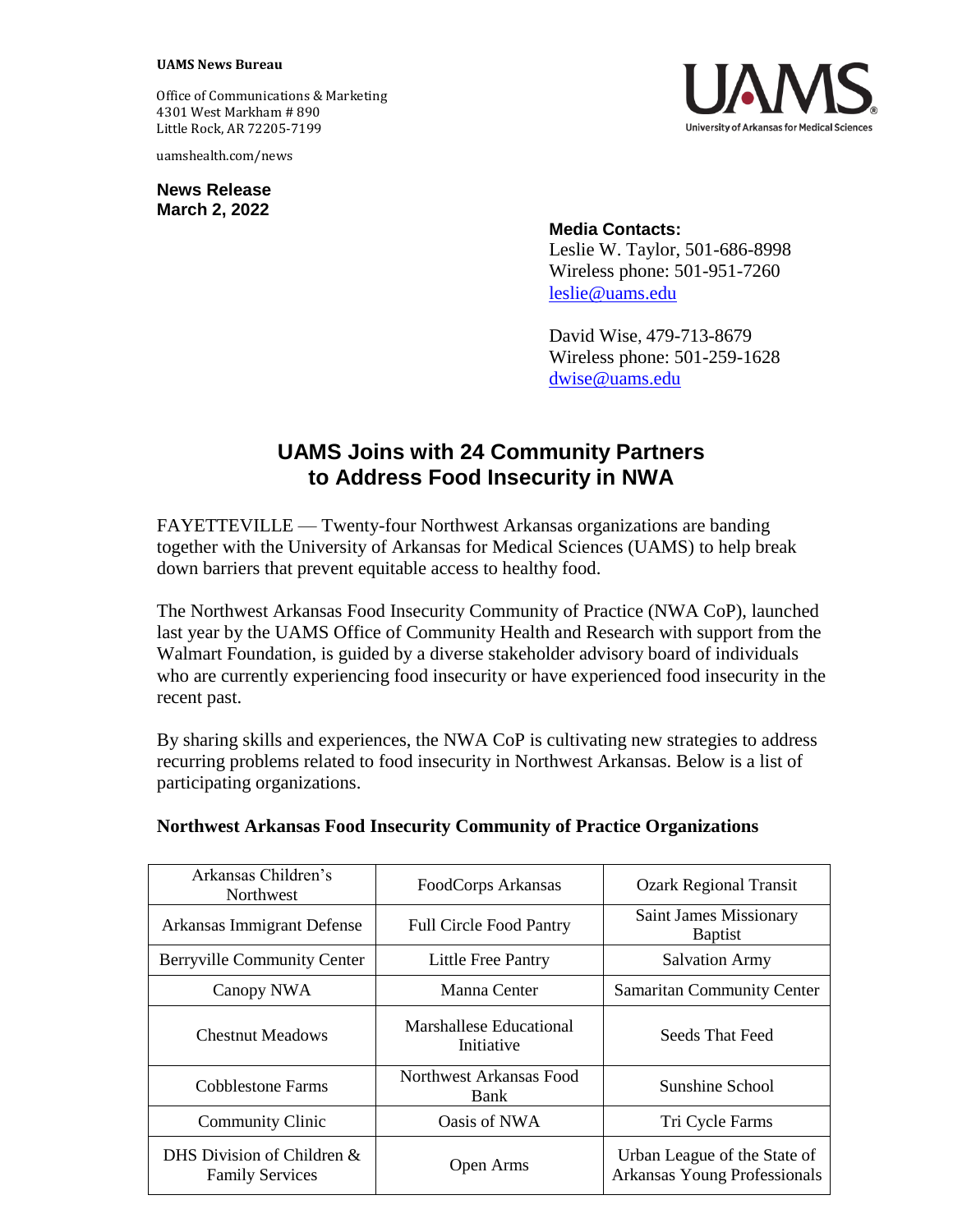**UAMS News Bureau**

Office of Communications & Marketing
4301 West Markham # 890
Little Rock, AR 72205-7199

uamshealth.com/news

UAMS
University of Arkansas for Medical Sciences

**News Release**
**March 2, 2022**

**Media Contacts:**
Leslie W. Taylor, 501-686-8998
Wireless phone: 501-951-7260
leslie@uams.edu

David Wise, 479-713-8679
Wireless phone: 501-259-1628
dwise@uams.edu

# UAMS Joins with 24 Community Partners to Address Food Insecurity in NWA

FAYETTEVILLE — Twenty-four Northwest Arkansas organizations are banding together with the University of Arkansas for Medical Sciences (UAMS) to help break down barriers that prevent equitable access to healthy food.

The Northwest Arkansas Food Insecurity Community of Practice (NWA CoP), launched last year by the UAMS Office of Community Health and Research with support from the Walmart Foundation, is guided by a diverse stakeholder advisory board of individuals who are currently experiencing food insecurity or have experienced food insecurity in the recent past.

By sharing skills and experiences, the NWA CoP is cultivating new strategies to address recurring problems related to food insecurity in Northwest Arkansas. Below is a list of participating organizations.

**Northwest Arkansas Food Insecurity Community of Practice Organizations**

| | | |
|---|---|---|
| Arkansas Children's Northwest | FoodCorps Arkansas | Ozark Regional Transit |
| Arkansas Immigrant Defense | Full Circle Food Pantry | Saint James Missionary Baptist |
| Berryville Community Center | Little Free Pantry | Salvation Army |
| Canopy NWA | Manna Center | Samaritan Community Center |
| Chestnut Meadows | Marshallese Educational Initiative | Seeds That Feed |
| Cobblestone Farms | Northwest Arkansas Food Bank | Sunshine School |
| Community Clinic | Oasis of NWA | Tri Cycle Farms |
| DHS Division of Children & Family Services | Open Arms | Urban League of the State of Arkansas Young Professionals |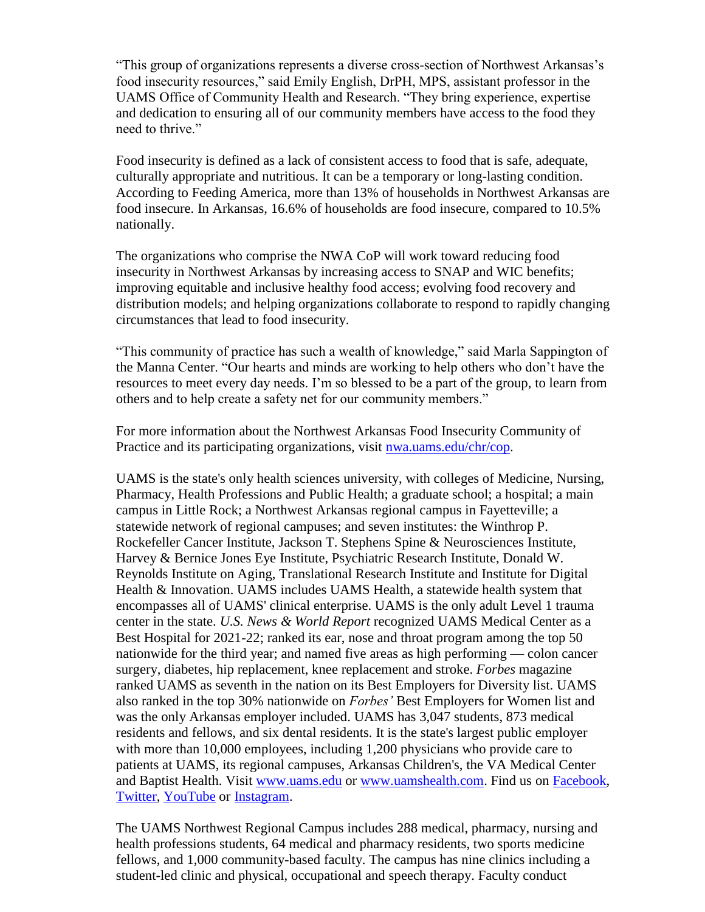“This group of organizations represents a diverse cross-section of Northwest Arkansas’s food insecurity resources,” said Emily English, DrPH, MPS, assistant professor in the UAMS Office of Community Health and Research. “They bring experience, expertise and dedication to ensuring all of our community members have access to the food they need to thrive.”

Food insecurity is defined as a lack of consistent access to food that is safe, adequate, culturally appropriate and nutritious. It can be a temporary or long-lasting condition. According to Feeding America, more than 13% of households in Northwest Arkansas are food insecure. In Arkansas, 16.6% of households are food insecure, compared to 10.5% nationally.

The organizations who comprise the NWA CoP will work toward reducing food insecurity in Northwest Arkansas by increasing access to SNAP and WIC benefits; improving equitable and inclusive healthy food access; evolving food recovery and distribution models; and helping organizations collaborate to respond to rapidly changing circumstances that lead to food insecurity.

“This community of practice has such a wealth of knowledge,” said Marla Sappington of the Manna Center. “Our hearts and minds are working to help others who don’t have the resources to meet every day needs. I’m so blessed to be a part of the group, to learn from others and to help create a safety net for our community members.”

For more information about the Northwest Arkansas Food Insecurity Community of Practice and its participating organizations, visit [nwa.uams.edu/chr/cop](nwa.uams.edu/chr/cop).

UAMS is the state's only health sciences university, with colleges of Medicine, Nursing, Pharmacy, Health Professions and Public Health; a graduate school; a hospital; a main campus in Little Rock; a Northwest Arkansas regional campus in Fayetteville; a statewide network of regional campuses; and seven institutes: the Winthrop P. Rockefeller Cancer Institute, Jackson T. Stephens Spine & Neurosciences Institute, Harvey & Bernice Jones Eye Institute, Psychiatric Research Institute, Donald W. Reynolds Institute on Aging, Translational Research Institute and Institute for Digital Health & Innovation. UAMS includes UAMS Health, a statewide health system that encompasses all of UAMS' clinical enterprise. UAMS is the only adult Level 1 trauma center in the state. *U.S. News & World Report* recognized UAMS Medical Center as a Best Hospital for 2021-22; ranked its ear, nose and throat program among the top 50 nationwide for the third year; and named five areas as high performing — colon cancer surgery, diabetes, hip replacement, knee replacement and stroke. *Forbes* magazine ranked UAMS as seventh in the nation on its Best Employers for Diversity list. UAMS also ranked in the top 30% nationwide on *Forbes'* Best Employers for Women list and was the only Arkansas employer included. UAMS has 3,047 students, 873 medical residents and fellows, and six dental residents. It is the state's largest public employer with more than 10,000 employees, including 1,200 physicians who provide care to patients at UAMS, its regional campuses, Arkansas Children's, the VA Medical Center and Baptist Health. Visit [www.uams.edu](www.uams.edu) or [www.uamshealth.com](www.uamshealth.com). Find us on [Facebook](), [Twitter](), [YouTube]() or [Instagram]().

The UAMS Northwest Regional Campus includes 288 medical, pharmacy, nursing and health professions students, 64 medical and pharmacy residents, two sports medicine fellows, and 1,000 community-based faculty. The campus has nine clinics including a student-led clinic and physical, occupational and speech therapy. Faculty conduct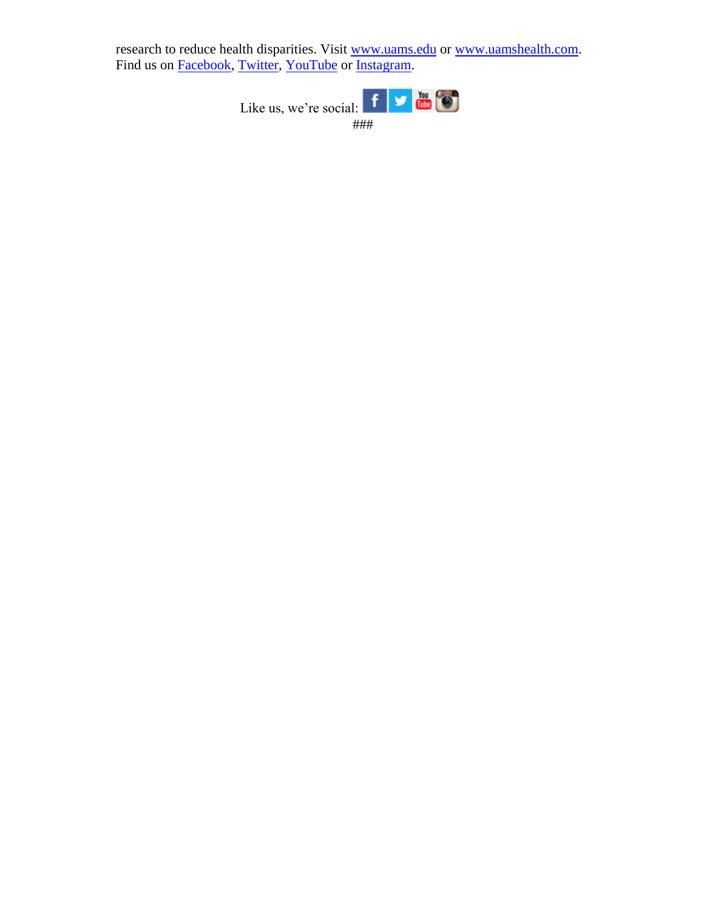research to reduce health disparities. Visit www.uams.edu or www.uamshealth.com. Find us on Facebook, Twitter, YouTube or Instagram.

Like us, we're social:

###